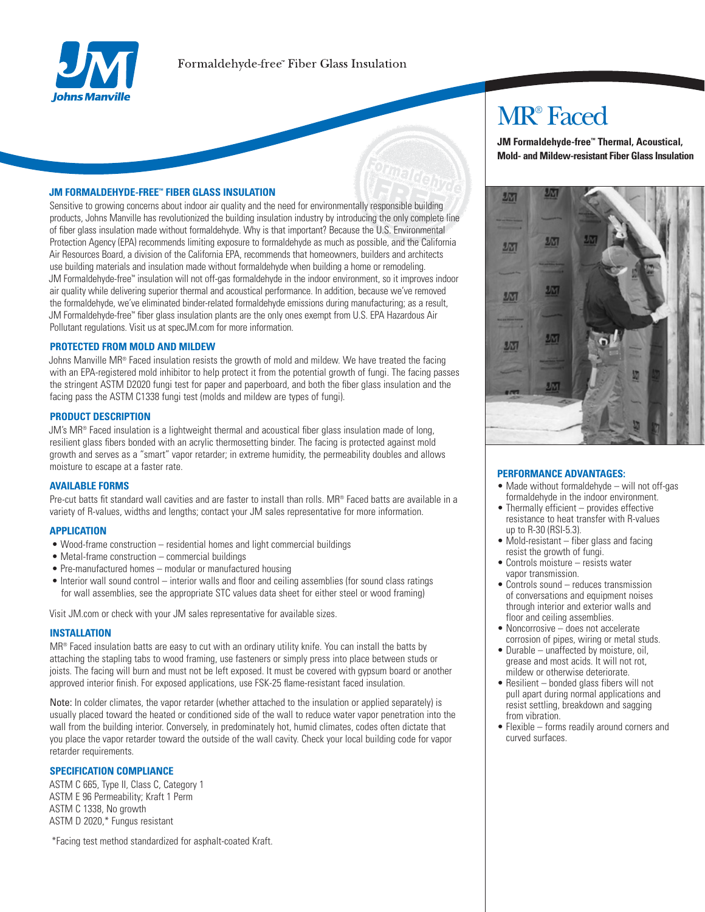Formaldehyde-free™ Fiber Glass Insulation

# MR® Faced

**JM Formaldehyde-free™ Thermal, Acoustical, Mold- and Mildew-resistant Fiber Glass Insulation**

## JM FORMALDEHYDE-FREE™ FIBER GLASS INSULATION

Sensitive to growing concerns about indoor air quality and the need for environmentally responsible building products, Johns Manville has revolutionized the building insulation industry by introducing the only complete line of fiber glass insulation made without formaldehyde. Why is that important? Because the U.S. Environmental Protection Agency (EPA) recommends limiting exposure to formaldehyde as much as possible, and the California Air Resources Board, a division of the California EPA, recommends that homeowners, builders and architects use building materials and insulation made without formaldehyde when building a home or remodeling. JM Formaldehyde-free™ insulation will not off-gas formaldehyde in the indoor environment, so it improves indoor air quality while delivering superior thermal and acoustical performance. In addition, because we've removed the formaldehyde, we've eliminated binder-related formaldehyde emissions during manufacturing; as a result, JM Formaldehyde-free™ fiber glass insulation plants are the only ones exempt from U.S. EPA Hazardous Air Pollutant regulations. Visit us at specJM.com for more information.

## PROTECTED FROM MOLD AND MILDEW

Johns Manville MR® Faced insulation resists the growth of mold and mildew. We have treated the facing with an EPA-registered mold inhibitor to help protect it from the potential growth of fungi. The facing passes the stringent ASTM D2020 fungi test for paper and paperboard, and both the fiber glass insulation and the facing pass the ASTM C1338 fungi test (molds and mildew are types of fungi).

## PRODUCT DESCRIPTION

JM's MR® Faced insulation is a lightweight thermal and acoustical fiber glass insulation made of long, resilient glass fibers bonded with an acrylic thermosetting binder. The facing is protected against mold growth and serves as a "smart" vapor retarder; in extreme humidity, the permeability doubles and allows moisture to escape at a faster rate.

## AVAILABLE FORMS

Pre-cut batts fit standard wall cavities and are faster to install than rolls. MR® Faced batts are available in a variety of R-values, widths and lengths; contact your JM sales representative for more information.

## APPLICATION

- Wood-frame construction – residential homes and light commercial buildings
- Metal-frame construction – commercial buildings
- Pre-manufactured homes – modular or manufactured housing
- Interior wall sound control – interior walls and floor and ceiling assemblies (for sound class ratings for wall assemblies, see the appropriate STC values data sheet for either steel or wood framing)

Visit JM.com or check with your JM sales representative for available sizes.

## INSTALLATION

MR® Faced insulation batts are easy to cut with an ordinary utility knife. You can install the batts by attaching the stapling tabs to wood framing, use fasteners or simply press into place between studs or joists. The facing will burn and must not be left exposed. It must be covered with gypsum board or another approved interior finish. For exposed applications, use FSK-25 flame-resistant faced insulation.

Note: In colder climates, the vapor retarder (whether attached to the insulation or applied separately) is usually placed toward the heated or conditioned side of the wall to reduce water vapor penetration into the wall from the building interior. Conversely, in predominately hot, humid climates, codes often dictate that you place the vapor retarder toward the outside of the wall cavity. Check your local building code for vapor retarder requirements.

## SPECIFICATION COMPLIANCE

ASTM C 665, Type II, Class C, Category 1
ASTM E 96 Permeability; Kraft 1 Perm
ASTM C 1338, No growth
ASTM D 2020,* Fungus resistant

*Facing test method standardized for asphalt-coated Kraft.

## PERFORMANCE ADVANTAGES:

- Made without formaldehyde – will not off-gas formaldehyde in the indoor environment.
- Thermally efficient – provides effective resistance to heat transfer with R-values up to R-30 (RSI-5.3).
- Mold-resistant – fiber glass and facing resist the growth of fungi.
- Controls moisture – resists water vapor transmission.
- Controls sound – reduces transmission of conversations and equipment noises through interior and exterior walls and floor and ceiling assemblies.
- Noncorrosive – does not accelerate corrosion of pipes, wiring or metal studs.
- Durable – unaffected by moisture, oil, grease and most acids. It will not rot, mildew or otherwise deteriorate.
- Resilient – bonded glass fibers will not pull apart during normal applications and resist settling, breakdown and sagging from vibration.
- Flexible – forms readily around corners and curved surfaces.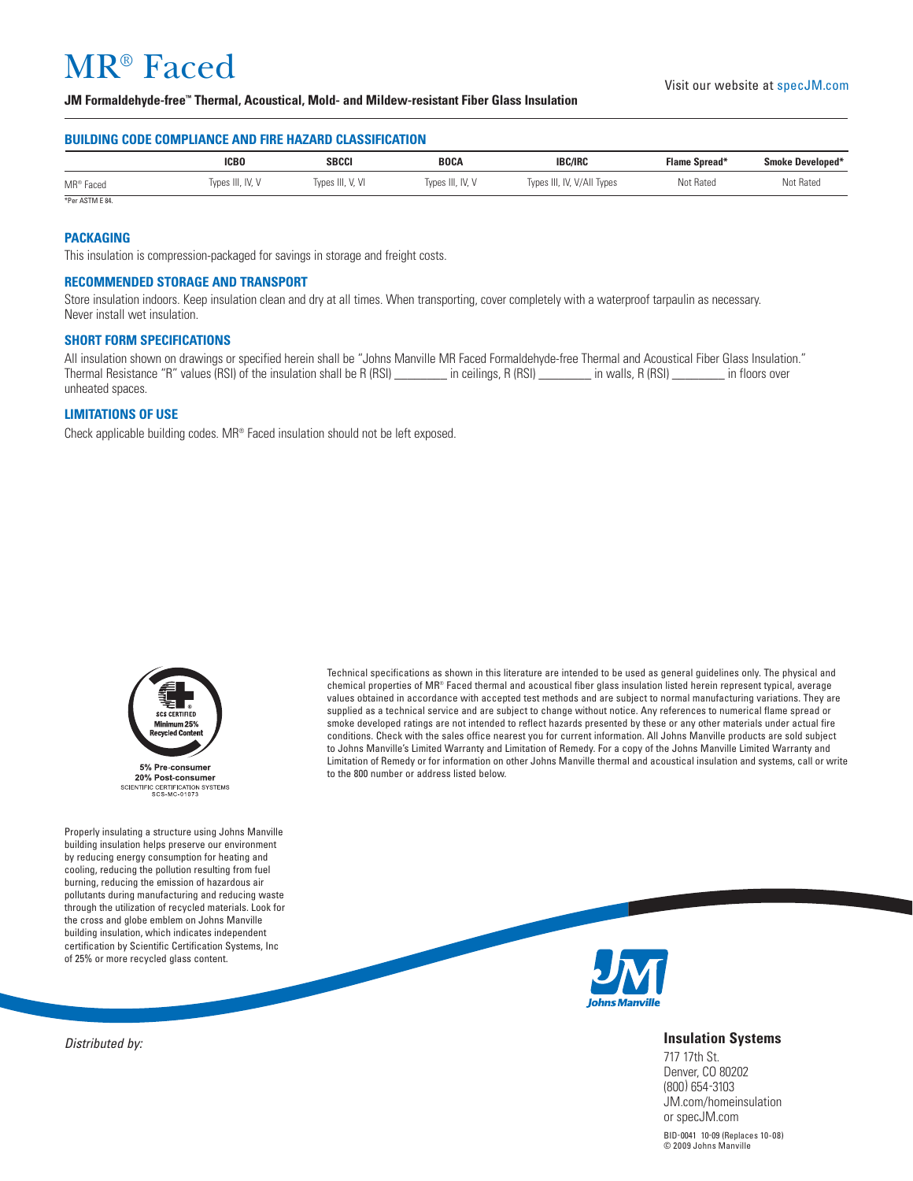# MR® Faced

Visit our website at specJM.com

**JM Formaldehyde-free™ Thermal, Acoustical, Mold- and Mildew-resistant Fiber Glass Insulation**

## BUILDING CODE COMPLIANCE AND FIRE HAZARD CLASSIFICATION

| | ICBO | SBCCI | BOCA | IBC/IRC | Flame Spread* | Smoke Developed* |
|---|---|---|---|---|---|---|
| MR® Faced | Types III, IV, V | Types III, V, VI | Types III, IV, V | Types III, IV, V/All Types | Not Rated | Not Rated |

*Per ASTM E 84.

## PACKAGING

This insulation is compression-packaged for savings in storage and freight costs.

## RECOMMENDED STORAGE AND TRANSPORT

Store insulation indoors. Keep insulation clean and dry at all times. When transporting, cover completely with a waterproof tarpaulin as necessary. Never install wet insulation.

## SHORT FORM SPECIFICATIONS

All insulation shown on drawings or specified herein shall be "Johns Manville MR Faced Formaldehyde-free Thermal and Acoustical Fiber Glass Insulation." Thermal Resistance "R" values (RSI) of the insulation shall be R (RSI) ________ in ceilings, R (RSI) ________ in walls, R (RSI) ________ in floors over unheated spaces.

## LIMITATIONS OF USE

Check applicable building codes. MR® Faced insulation should not be left exposed.

SCS CERTIFIED Minimum 25% Recycled Content

5% Pre-consumer
20% Post-consumer
SCIENTIFIC CERTIFICATION SYSTEMS
SCS-MC-01073

Technical specifications as shown in this literature are intended to be used as general guidelines only. The physical and chemical properties of MR® Faced thermal and acoustical fiber glass insulation listed herein represent typical, average values obtained in accordance with accepted test methods and are subject to normal manufacturing variations. They are supplied as a technical service and are subject to change without notice. Any references to numerical flame spread or smoke developed ratings are not intended to reflect hazards presented by these or any other materials under actual fire conditions. Check with the sales office nearest you for current information. All Johns Manville products are sold subject to Johns Manville's Limited Warranty and Limitation of Remedy. For a copy of the Johns Manville Limited Warranty and Limitation of Remedy or for information on other Johns Manville thermal and acoustical insulation and systems, call or write to the 800 number or address listed below.

Properly insulating a structure using Johns Manville building insulation helps preserve our environment by reducing energy consumption for heating and cooling, reducing the pollution resulting from fuel burning, reducing the emission of hazardous air pollutants during manufacturing and reducing waste through the utilization of recycled materials. Look for the cross and globe emblem on Johns Manville building insulation, which indicates independent certification by Scientific Certification Systems, Inc of 25% or more recycled glass content.

JM Johns Manville

*Distributed by:*

**Insulation Systems**

717 17th St.
Denver, CO 80202
(800) 654-3103
JM.com/homeinsulation
or specJM.com

BID-0041 10-09 (Replaces 10-08)
© 2009 Johns Manville